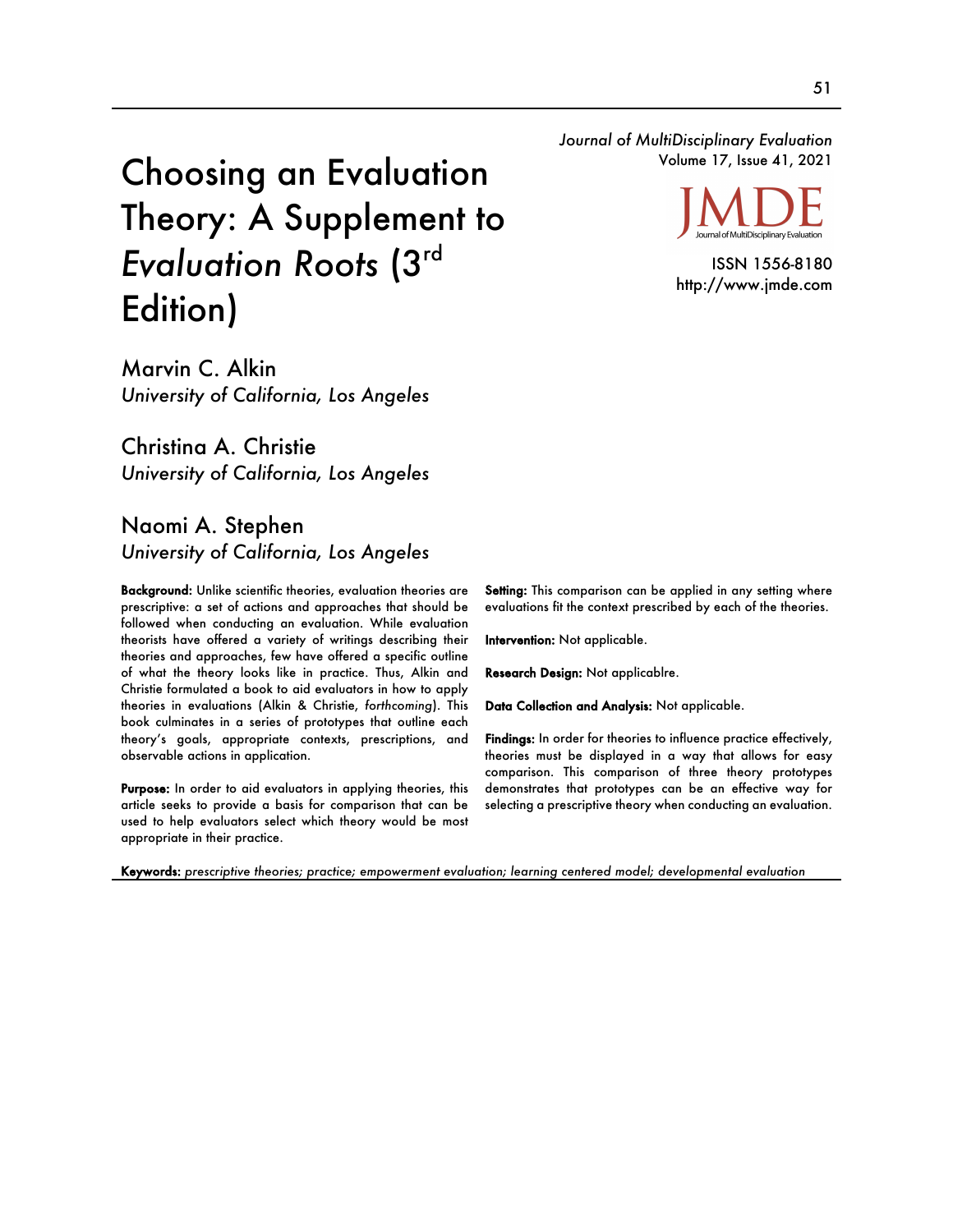# Choosing an Evaluation Theory: A Supplement to *Evaluation Roots* (3rd Edition)

Marvin C. Alkin
*University of California, Los Angeles*

Christina A. Christie
*University of California, Los Angeles*

Naomi A. Stephen
*University of California, Los Angeles*

**Background:** Unlike scientific theories, evaluation theories are prescriptive: a set of actions and approaches that should be followed when conducting an evaluation. While evaluation theorists have offered a variety of writings describing their theories and approaches, few have offered a specific outline of what the theory looks like in practice. Thus, Alkin and Christie formulated a book to aid evaluators in how to apply theories in evaluations (Alkin & Christie, *forthcoming*). This book culminates in a series of prototypes that outline each theory's goals, appropriate contexts, prescriptions, and observable actions in application.

**Purpose:** In order to aid evaluators in applying theories, this article seeks to provide a basis for comparison that can be used to help evaluators select which theory would be most appropriate in their practice.

**Setting:** This comparison can be applied in any setting where evaluations fit the context prescribed by each of the theories.

**Intervention:** Not applicable.

**Research Design:** Not applicablre.

**Data Collection and Analysis:** Not applicable.

**Findings:** In order for theories to influence practice effectively, theories must be displayed in a way that allows for easy comparison. This comparison of three theory prototypes demonstrates that prototypes can be an effective way for selecting a prescriptive theory when conducting an evaluation.

**Keywords:** *prescriptive theories; practice; empowerment evaluation; learning centered model; developmental evaluation*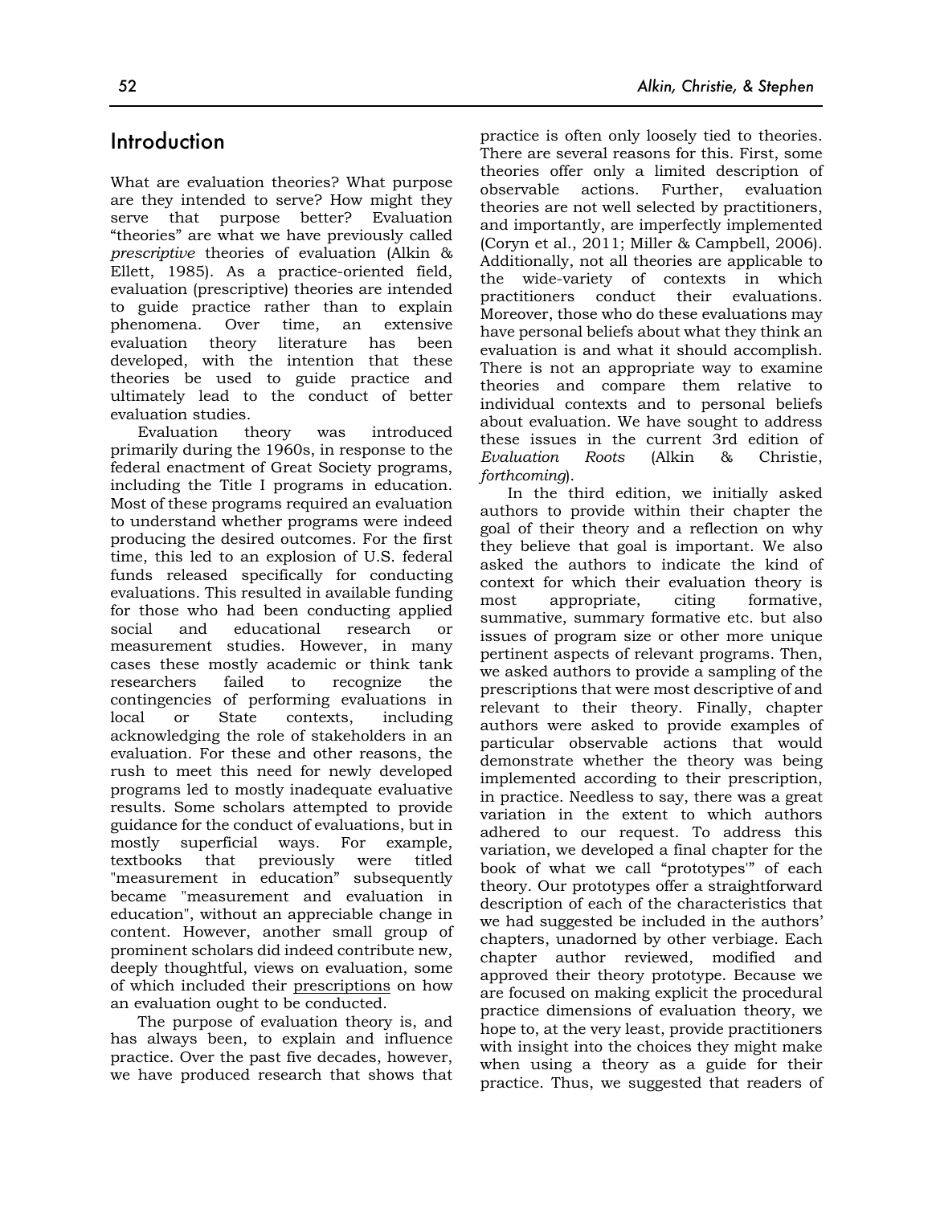## Introduction

What are evaluation theories? What purpose are they intended to serve? How might they serve that purpose better? Evaluation "theories" are what we have previously called *prescriptive* theories of evaluation (Alkin & Ellett, 1985). As a practice-oriented field, evaluation (prescriptive) theories are intended to guide practice rather than to explain phenomena. Over time, an extensive evaluation theory literature has been developed, with the intention that these theories be used to guide practice and ultimately lead to the conduct of better evaluation studies.

Evaluation theory was introduced primarily during the 1960s, in response to the federal enactment of Great Society programs, including the Title I programs in education. Most of these programs required an evaluation to understand whether programs were indeed producing the desired outcomes. For the first time, this led to an explosion of U.S. federal funds released specifically for conducting evaluations. This resulted in available funding for those who had been conducting applied social and educational research or measurement studies. However, in many cases these mostly academic or think tank researchers failed to recognize the contingencies of performing evaluations in local or State contexts, including acknowledging the role of stakeholders in an evaluation. For these and other reasons, the rush to meet this need for newly developed programs led to mostly inadequate evaluative results. Some scholars attempted to provide guidance for the conduct of evaluations, but in mostly superficial ways. For example, textbooks that previously were titled "measurement in education" subsequently became "measurement and evaluation in education", without an appreciable change in content. However, another small group of prominent scholars did indeed contribute new, deeply thoughtful, views on evaluation, some of which included their <u>prescriptions</u> on how an evaluation ought to be conducted.

The purpose of evaluation theory is, and has always been, to explain and influence practice. Over the past five decades, however, we have produced research that shows that practice is often only loosely tied to theories. There are several reasons for this. First, some theories offer only a limited description of observable actions. Further, evaluation theories are not well selected by practitioners, and importantly, are imperfectly implemented (Coryn et al., 2011; Miller & Campbell, 2006). Additionally, not all theories are applicable to the wide-variety of contexts in which practitioners conduct their evaluations. Moreover, those who do these evaluations may have personal beliefs about what they think an evaluation is and what it should accomplish. There is not an appropriate way to examine theories and compare them relative to individual contexts and to personal beliefs about evaluation. We have sought to address these issues in the current 3rd edition of *Evaluation Roots* (Alkin & Christie, *forthcoming*).

In the third edition, we initially asked authors to provide within their chapter the goal of their theory and a reflection on why they believe that goal is important. We also asked the authors to indicate the kind of context for which their evaluation theory is most appropriate, citing formative, summative, summary formative etc. but also issues of program size or other more unique pertinent aspects of relevant programs. Then, we asked authors to provide a sampling of the prescriptions that were most descriptive of and relevant to their theory. Finally, chapter authors were asked to provide examples of particular observable actions that would demonstrate whether the theory was being implemented according to their prescription, in practice. Needless to say, there was a great variation in the extent to which authors adhered to our request. To address this variation, we developed a final chapter for the book of what we call "prototypes'" of each theory. Our prototypes offer a straightforward description of each of the characteristics that we had suggested be included in the authors' chapters, unadorned by other verbiage. Each chapter author reviewed, modified and approved their theory prototype. Because we are focused on making explicit the procedural practice dimensions of evaluation theory, we hope to, at the very least, provide practitioners with insight into the choices they might make when using a theory as a guide for their practice. Thus, we suggested that readers of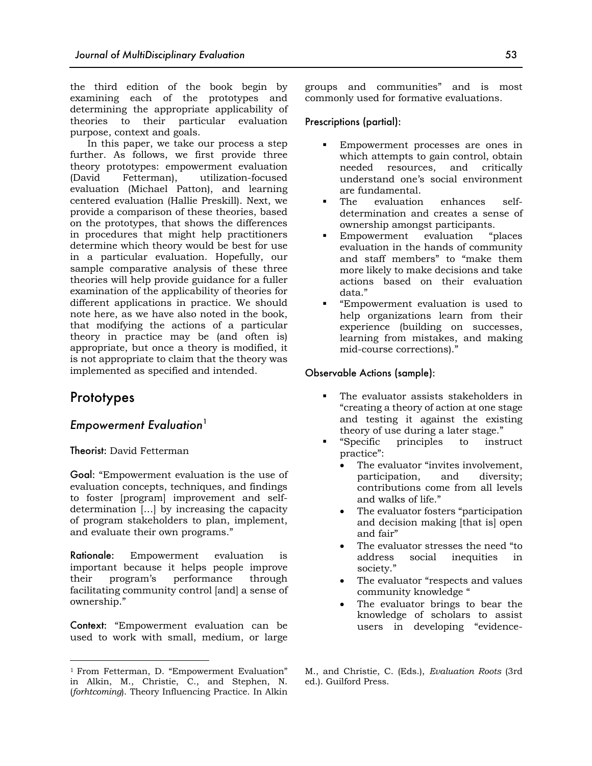the third edition of the book begin by examining each of the prototypes and determining the appropriate applicability of theories to their particular evaluation purpose, context and goals.

In this paper, we take our process a step further. As follows, we first provide three theory prototypes: empowerment evaluation (David Fetterman), utilization-focused evaluation (Michael Patton), and learning centered evaluation (Hallie Preskill). Next, we provide a comparison of these theories, based on the prototypes, that shows the differences in procedures that might help practitioners determine which theory would be best for use in a particular evaluation. Hopefully, our sample comparative analysis of these three theories will help provide guidance for a fuller examination of the applicability of theories for different applications in practice. We should note here, as we have also noted in the book, that modifying the actions of a particular theory in practice may be (and often is) appropriate, but once a theory is modified, it is not appropriate to claim that the theory was implemented as specified and intended.

## Prototypes

### *Empowerment Evaluation*[1]

**Theorist:** David Fetterman

**Goal:** "Empowerment evaluation is the use of evaluation concepts, techniques, and findings to foster [program] improvement and self-determination [...] by increasing the capacity of program stakeholders to plan, implement, and evaluate their own programs."

**Rationale:** Empowerment evaluation is important because it helps people improve their program's performance through facilitating community control [and] a sense of ownership."

**Context:** "Empowerment evaluation can be used to work with small, medium, or large groups and communities" and is most commonly used for formative evaluations.

**Prescriptions (partial):**

- Empowerment processes are ones in which attempts to gain control, obtain needed resources, and critically understand one's social environment are fundamental.
- The evaluation enhances self-determination and creates a sense of ownership amongst participants.
- Empowerment evaluation "places evaluation in the hands of community and staff members" to "make them more likely to make decisions and take actions based on their evaluation data."
- "Empowerment evaluation is used to help organizations learn from their experience (building on successes, learning from mistakes, and making mid-course corrections)."

**Observable Actions (sample):**

- The evaluator assists stakeholders in "creating a theory of action at one stage and testing it against the existing theory of use during a later stage."
- "Specific principles to instruct practice":
  - The evaluator "invites involvement, participation, and diversity; contributions come from all levels and walks of life."
  - The evaluator fosters "participation and decision making [that is] open and fair"
  - The evaluator stresses the need "to address social inequities in society."
  - The evaluator "respects and values community knowledge "
  - The evaluator brings to bear the knowledge of scholars to assist users in developing "evidence-

[1] From Fetterman, D. "Empowerment Evaluation" in Alkin, M., Christie, C., and Stephen, N. (*forhtcoming*). Theory Influencing Practice. In Alkin M., and Christie, C. (Eds.), *Evaluation Roots* (3rd ed.). Guilford Press.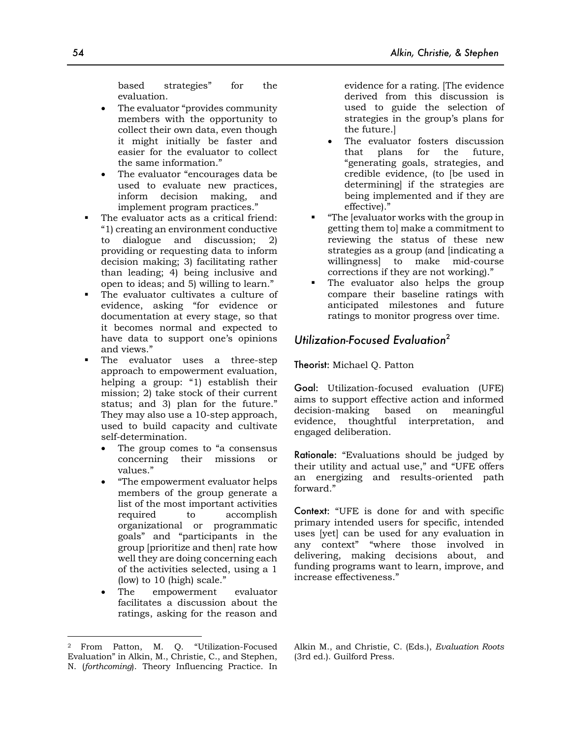based strategies" for the evaluation.

    - The evaluator "provides community members with the opportunity to collect their own data, even though it might initially be faster and easier for the evaluator to collect the same information."
    - The evaluator "encourages data be used to evaluate new practices, inform decision making, and implement program practices."
- The evaluator acts as a critical friend: "1) creating an environment conductive to dialogue and discussion; 2) providing or requesting data to inform decision making; 3) facilitating rather than leading; 4) being inclusive and open to ideas; and 5) willing to learn."
- The evaluator cultivates a culture of evidence, asking "for evidence or documentation at every stage, so that it becomes normal and expected to have data to support one's opinions and views."
- The evaluator uses a three-step approach to empowerment evaluation, helping a group: "1) establish their mission; 2) take stock of their current status; and 3) plan for the future." They may also use a 10-step approach, used to build capacity and cultivate self-determination.
    - The group comes to "a consensus concerning their missions or values."
    - "The empowerment evaluator helps members of the group generate a list of the most important activities required to accomplish organizational or programmatic goals" and "participants in the group [prioritize and then] rate how well they are doing concerning each of the activities selected, using a 1 (low) to 10 (high) scale."
    - The empowerment evaluator facilitates a discussion about the ratings, asking for the reason and evidence for a rating. [The evidence derived from this discussion is used to guide the selection of strategies in the group's plans for the future.]
    - The evaluator fosters discussion that plans for the future, "generating goals, strategies, and credible evidence, (to [be used in determining] if the strategies are being implemented and if they are effective)."
- "The [evaluator works with the group in getting them to] make a commitment to reviewing the status of these new strategies as a group (and [indicating a willingness] to make mid-course corrections if they are not working)."
- The evaluator also helps the group compare their baseline ratings with anticipated milestones and future ratings to monitor progress over time.

## *Utilization-Focused Evaluation*[2]

**Theorist:** Michael Q. Patton

**Goal:** Utilization-focused evaluation (UFE) aims to support effective action and informed decision-making based on meaningful evidence, thoughtful interpretation, and engaged deliberation.

**Rationale:** "Evaluations should be judged by their utility and actual use," and "UFE offers an energizing and results-oriented path forward."

**Context:** "UFE is done for and with specific primary intended users for specific, intended uses [yet] can be used for any evaluation in any context" "where those involved in delivering, making decisions about, and funding programs want to learn, improve, and increase effectiveness."

---

[2] From Patton, M. Q. "Utilization-Focused Evaluation" in Alkin, M., Christie, C., and Stephen, N. (*forthcoming*). Theory Influencing Practice. In Alkin M., and Christie, C. (Eds.), *Evaluation Roots* (3rd ed.). Guilford Press.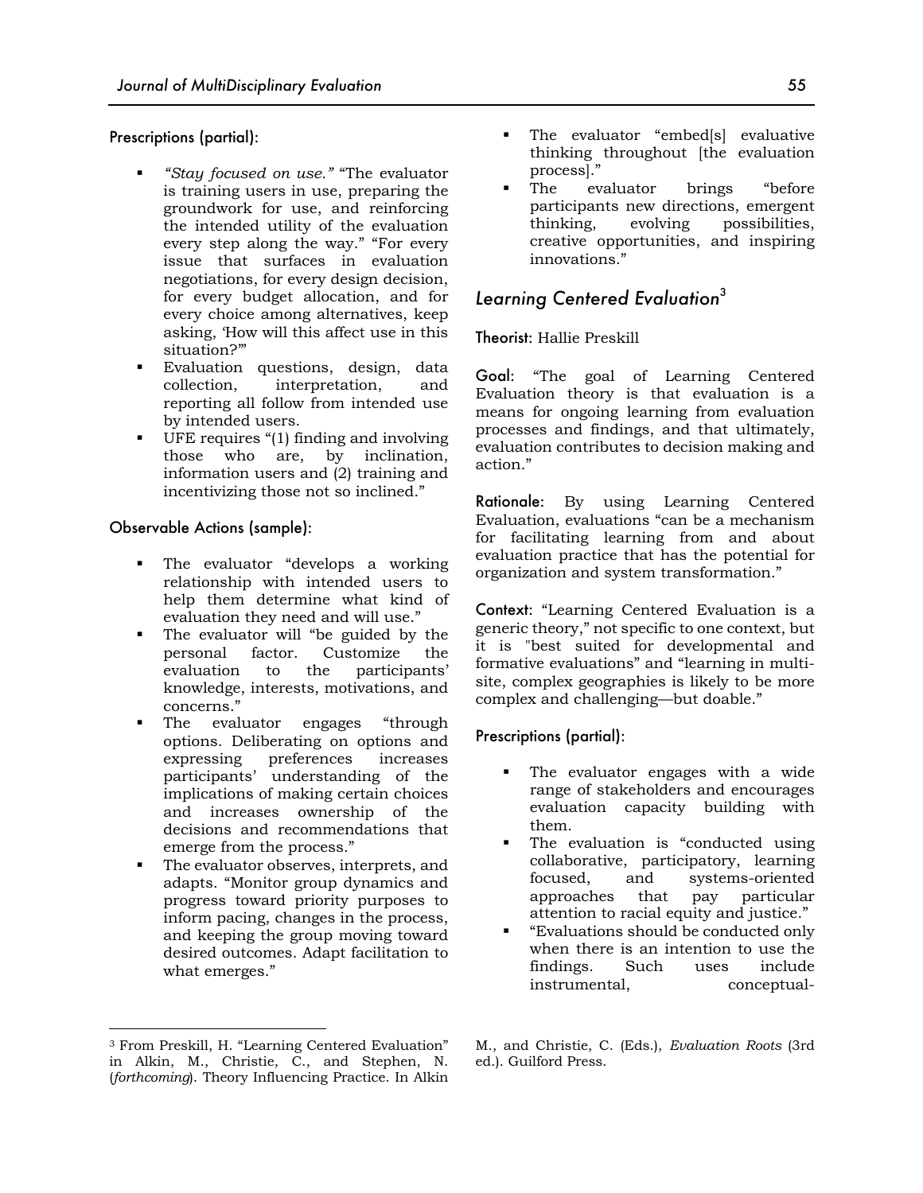### Prescriptions (partial):

- *"Stay focused on use."* "The evaluator is training users in use, preparing the groundwork for use, and reinforcing the intended utility of the evaluation every step along the way." "For every issue that surfaces in evaluation negotiations, for every design decision, for every budget allocation, and for every choice among alternatives, keep asking, 'How will this affect use in this situation?'"
- Evaluation questions, design, data collection, interpretation, and reporting all follow from intended use by intended users.
- UFE requires "(1) finding and involving those who are, by inclination, information users and (2) training and incentivizing those not so inclined."

### Observable Actions (sample):

- The evaluator "develops a working relationship with intended users to help them determine what kind of evaluation they need and will use."
- The evaluator will "be guided by the personal factor. Customize the evaluation to the participants' knowledge, interests, motivations, and concerns."
- The evaluator engages "through options. Deliberating on options and expressing preferences increases participants' understanding of the implications of making certain choices and increases ownership of the decisions and recommendations that emerge from the process."
- The evaluator observes, interprets, and adapts. "Monitor group dynamics and progress toward priority purposes to inform pacing, changes in the process, and keeping the group moving toward desired outcomes. Adapt facilitation to what emerges."
- The evaluator "embed[s] evaluative thinking throughout [the evaluation process]."
- The evaluator brings "before participants new directions, emergent thinking, evolving possibilities, creative opportunities, and inspiring innovations."

## *Learning Centered Evaluation*[3]

**Theorist:** Hallie Preskill

**Goal:** "The goal of Learning Centered Evaluation theory is that evaluation is a means for ongoing learning from evaluation processes and findings, and that ultimately, evaluation contributes to decision making and action."

**Rationale:** By using Learning Centered Evaluation, evaluations "can be a mechanism for facilitating learning from and about evaluation practice that has the potential for organization and system transformation."

**Context:** "Learning Centered Evaluation is a generic theory," not specific to one context, but it is "best suited for developmental and formative evaluations" and "learning in multi-site, complex geographies is likely to be more complex and challenging—but doable."

### Prescriptions (partial):

- The evaluator engages with a wide range of stakeholders and encourages evaluation capacity building with them.
- The evaluation is "conducted using collaborative, participatory, learning focused, and systems-oriented approaches that pay particular attention to racial equity and justice."
- "Evaluations should be conducted only when there is an intention to use the findings. Such uses include instrumental, conceptual-

---

[3] From Preskill, H. "Learning Centered Evaluation" in Alkin, M., Christie, C., and Stephen, N. (*forthcoming*). Theory Influencing Practice. In Alkin M., and Christie, C. (Eds.), *Evaluation Roots* (3rd ed.). Guilford Press.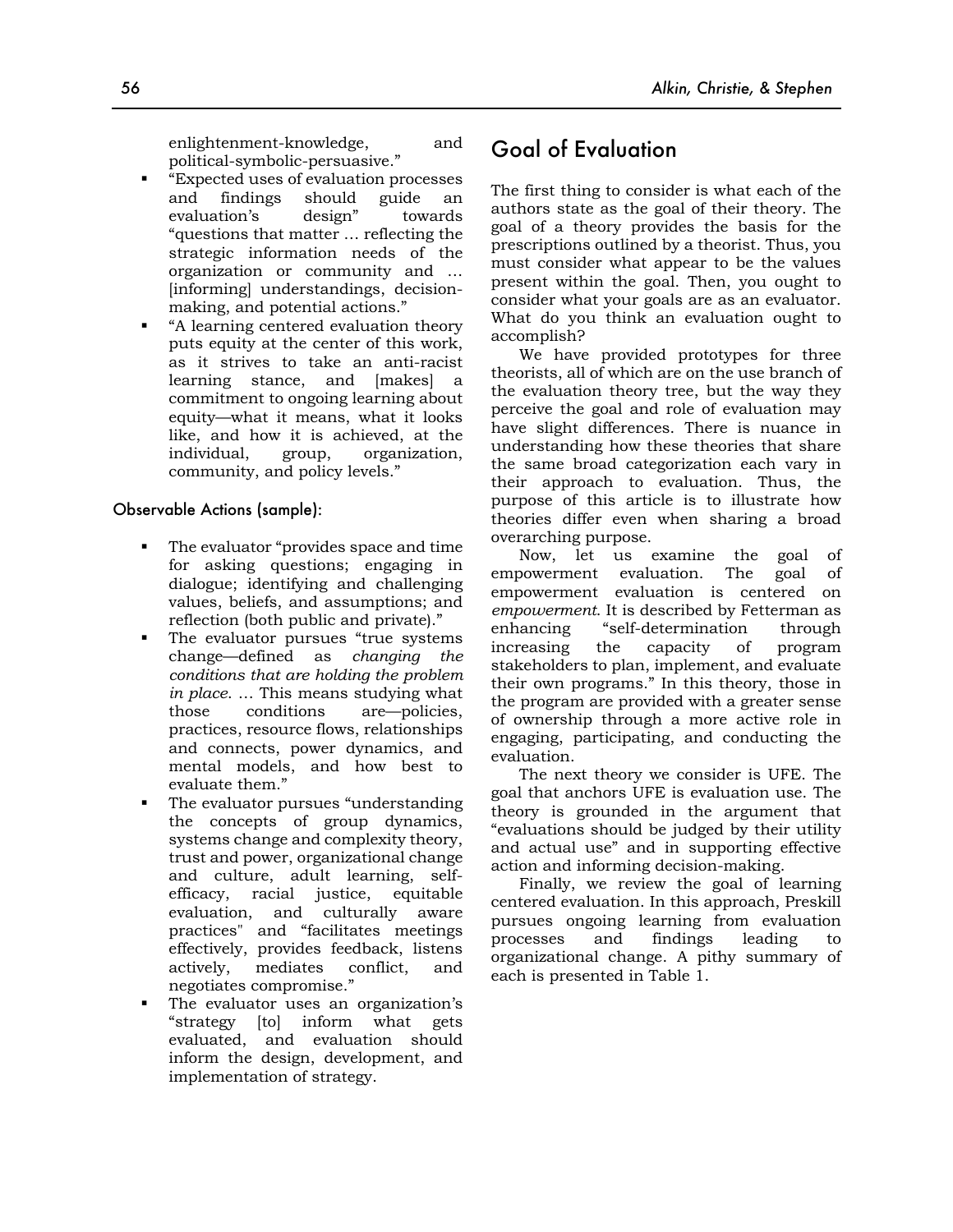enlightenment-knowledge, and political-symbolic-persuasive."

- "Expected uses of evaluation processes and findings should guide an evaluation's design" towards "questions that matter … reflecting the strategic information needs of the organization or community and … [informing] understandings, decision-making, and potential actions."
- "A learning centered evaluation theory puts equity at the center of this work, as it strives to take an anti-racist learning stance, and [makes] a commitment to ongoing learning about equity—what it means, what it looks like, and how it is achieved, at the individual, group, organization, community, and policy levels."

### Observable Actions (sample):

- The evaluator "provides space and time for asking questions; engaging in dialogue; identifying and challenging values, beliefs, and assumptions; and reflection (both public and private)."
- The evaluator pursues "true systems change—defined as *changing the conditions that are holding the problem in place*. … This means studying what those conditions are—policies, practices, resource flows, relationships and connects, power dynamics, and mental models, and how best to evaluate them."
- The evaluator pursues "understanding the concepts of group dynamics, systems change and complexity theory, trust and power, organizational change and culture, adult learning, self-efficacy, racial justice, equitable evaluation, and culturally aware practices" and "facilitates meetings effectively, provides feedback, listens actively, mediates conflict, and negotiates compromise."
- The evaluator uses an organization's "strategy [to] inform what gets evaluated, and evaluation should inform the design, development, and implementation of strategy.

## Goal of Evaluation

The first thing to consider is what each of the authors state as the goal of their theory. The goal of a theory provides the basis for the prescriptions outlined by a theorist. Thus, you must consider what appear to be the values present within the goal. Then, you ought to consider what your goals are as an evaluator. What do you think an evaluation ought to accomplish?

We have provided prototypes for three theorists, all of which are on the use branch of the evaluation theory tree, but the way they perceive the goal and role of evaluation may have slight differences. There is nuance in understanding how these theories that share the same broad categorization each vary in their approach to evaluation. Thus, the purpose of this article is to illustrate how theories differ even when sharing a broad overarching purpose.

Now, let us examine the goal of empowerment evaluation. The goal of empowerment evaluation is centered on *empowerment*. It is described by Fetterman as enhancing "self-determination through increasing the capacity of program stakeholders to plan, implement, and evaluate their own programs." In this theory, those in the program are provided with a greater sense of ownership through a more active role in engaging, participating, and conducting the evaluation.

The next theory we consider is UFE. The goal that anchors UFE is evaluation use. The theory is grounded in the argument that "evaluations should be judged by their utility and actual use" and in supporting effective action and informing decision-making.

Finally, we review the goal of learning centered evaluation. In this approach, Preskill pursues ongoing learning from evaluation processes and findings leading to organizational change. A pithy summary of each is presented in Table 1.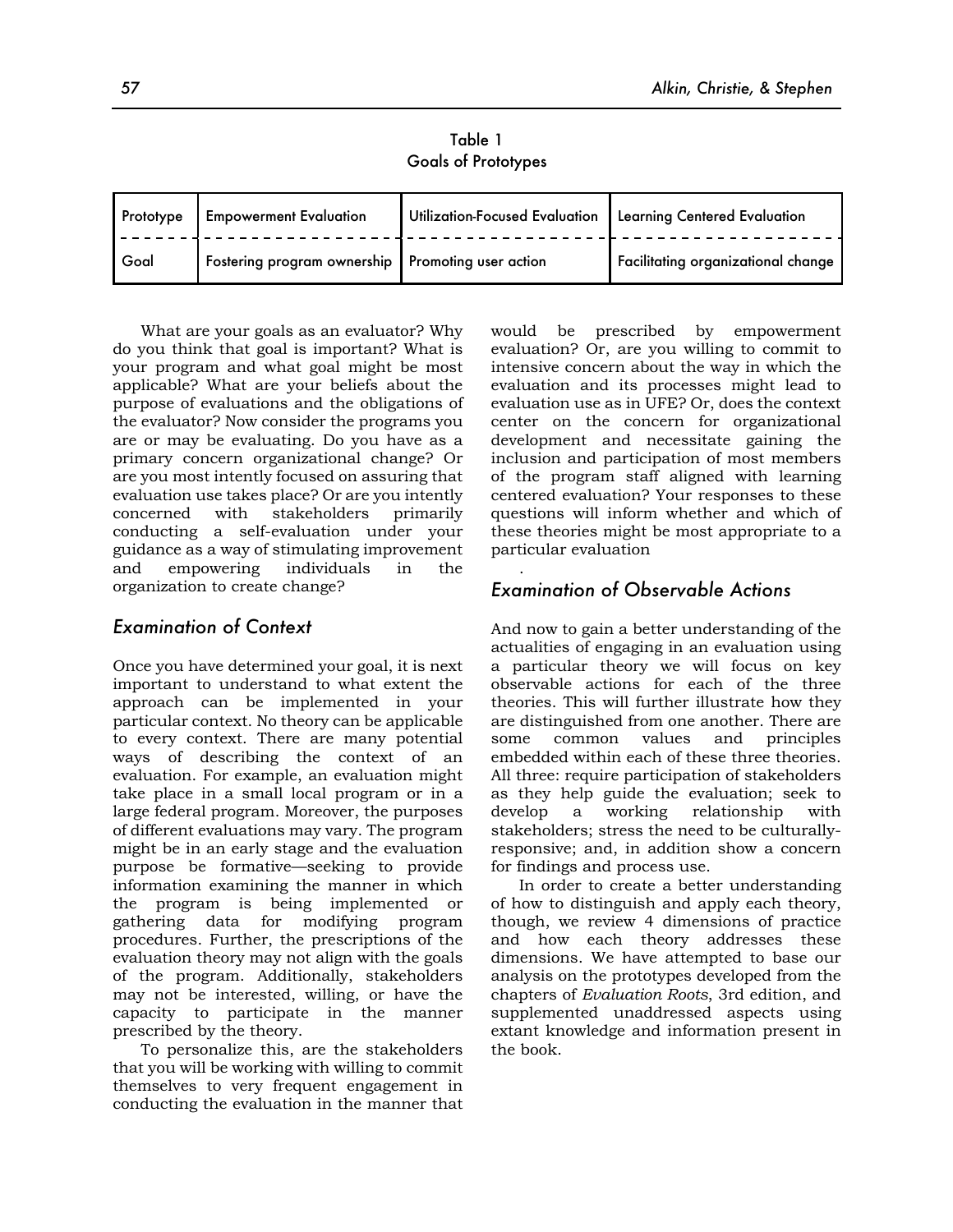Table 1
Goals of Prototypes

| Prototype | Empowerment Evaluation | Utilization-Focused Evaluation | Learning Centered Evaluation |
|---|---|---|---|
| Goal | Fostering program ownership | Promoting user action | Facilitating organizational change |

What are your goals as an evaluator? Why do you think that goal is important? What is your program and what goal might be most applicable? What are your beliefs about the purpose of evaluations and the obligations of the evaluator? Now consider the programs you are or may be evaluating. Do you have as a primary concern organizational change? Or are you most intently focused on assuring that evaluation use takes place? Or are you intently concerned with stakeholders primarily conducting a self-evaluation under your guidance as a way of stimulating improvement and empowering individuals in the organization to create change?

## Examination of Context

Once you have determined your goal, it is next important to understand to what extent the approach can be implemented in your particular context. No theory can be applicable to every context. There are many potential ways of describing the context of an evaluation. For example, an evaluation might take place in a small local program or in a large federal program. Moreover, the purposes of different evaluations may vary. The program might be in an early stage and the evaluation purpose be formative—seeking to provide information examining the manner in which the program is being implemented or gathering data for modifying program procedures. Further, the prescriptions of the evaluation theory may not align with the goals of the program. Additionally, stakeholders may not be interested, willing, or have the capacity to participate in the manner prescribed by the theory.

To personalize this, are the stakeholders that you will be working with willing to commit themselves to very frequent engagement in conducting the evaluation in the manner that would be prescribed by empowerment evaluation? Or, are you willing to commit to intensive concern about the way in which the evaluation and its processes might lead to evaluation use as in UFE? Or, does the context center on the concern for organizational development and necessitate gaining the inclusion and participation of most members of the program staff aligned with learning centered evaluation? Your responses to these questions will inform whether and which of these theories might be most appropriate to a particular evaluation

.

## Examination of Observable Actions

And now to gain a better understanding of the actualities of engaging in an evaluation using a particular theory we will focus on key observable actions for each of the three theories. This will further illustrate how they are distinguished from one another. There are some common values and principles embedded within each of these three theories. All three: require participation of stakeholders as they help guide the evaluation; seek to develop a working relationship with stakeholders; stress the need to be culturally-responsive; and, in addition show a concern for findings and process use.

In order to create a better understanding of how to distinguish and apply each theory, though, we review 4 dimensions of practice and how each theory addresses these dimensions. We have attempted to base our analysis on the prototypes developed from the chapters of *Evaluation Roots*, 3rd edition, and supplemented unaddressed aspects using extant knowledge and information present in the book.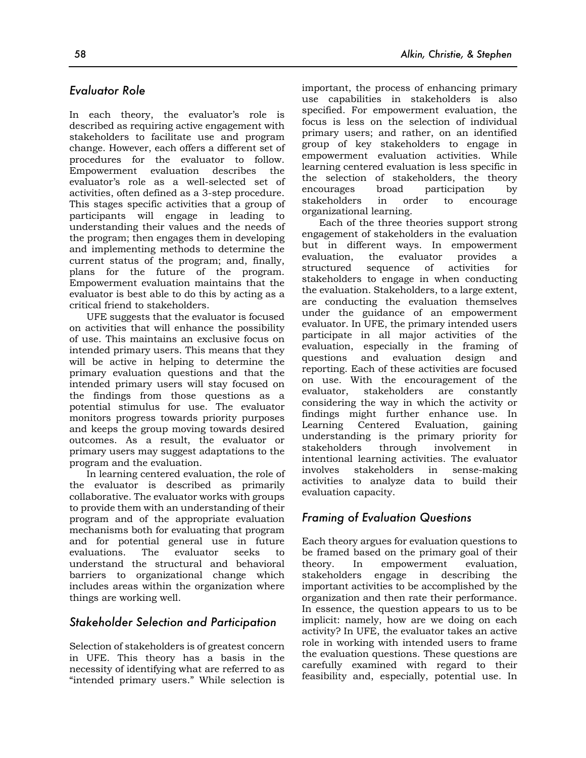## *Evaluator Role*

In each theory, the evaluator's role is described as requiring active engagement with stakeholders to facilitate use and program change. However, each offers a different set of procedures for the evaluator to follow. Empowerment evaluation describes the evaluator's role as a well-selected set of activities, often defined as a 3-step procedure. This stages specific activities that a group of participants will engage in leading to understanding their values and the needs of the program; then engages them in developing and implementing methods to determine the current status of the program; and, finally, plans for the future of the program. Empowerment evaluation maintains that the evaluator is best able to do this by acting as a critical friend to stakeholders.

UFE suggests that the evaluator is focused on activities that will enhance the possibility of use. This maintains an exclusive focus on intended primary users. This means that they will be active in helping to determine the primary evaluation questions and that the intended primary users will stay focused on the findings from those questions as a potential stimulus for use. The evaluator monitors progress towards priority purposes and keeps the group moving towards desired outcomes. As a result, the evaluator or primary users may suggest adaptations to the program and the evaluation.

In learning centered evaluation, the role of the evaluator is described as primarily collaborative. The evaluator works with groups to provide them with an understanding of their program and of the appropriate evaluation mechanisms both for evaluating that program and for potential general use in future evaluations. The evaluator seeks to understand the structural and behavioral barriers to organizational change which includes areas within the organization where things are working well.

## *Stakeholder Selection and Participation*

Selection of stakeholders is of greatest concern in UFE. This theory has a basis in the necessity of identifying what are referred to as "intended primary users." While selection is important, the process of enhancing primary use capabilities in stakeholders is also specified. For empowerment evaluation, the focus is less on the selection of individual primary users; and rather, on an identified group of key stakeholders to engage in empowerment evaluation activities. While learning centered evaluation is less specific in the selection of stakeholders, the theory encourages broad participation by stakeholders in order to encourage organizational learning.

Each of the three theories support strong engagement of stakeholders in the evaluation but in different ways. In empowerment evaluation, the evaluator provides a structured sequence of activities for stakeholders to engage in when conducting the evaluation. Stakeholders, to a large extent, are conducting the evaluation themselves under the guidance of an empowerment evaluator. In UFE, the primary intended users participate in all major activities of the evaluation, especially in the framing of questions and evaluation design and reporting. Each of these activities are focused on use. With the encouragement of the evaluator, stakeholders are constantly considering the way in which the activity or findings might further enhance use. In Learning Centered Evaluation, gaining understanding is the primary priority for stakeholders through involvement in intentional learning activities. The evaluator involves stakeholders in sense-making activities to analyze data to build their evaluation capacity.

## *Framing of Evaluation Questions*

Each theory argues for evaluation questions to be framed based on the primary goal of their theory. In empowerment evaluation, stakeholders engage in describing the important activities to be accomplished by the organization and then rate their performance. In essence, the question appears to us to be implicit: namely, how are we doing on each activity? In UFE, the evaluator takes an active role in working with intended users to frame the evaluation questions. These questions are carefully examined with regard to their feasibility and, especially, potential use. In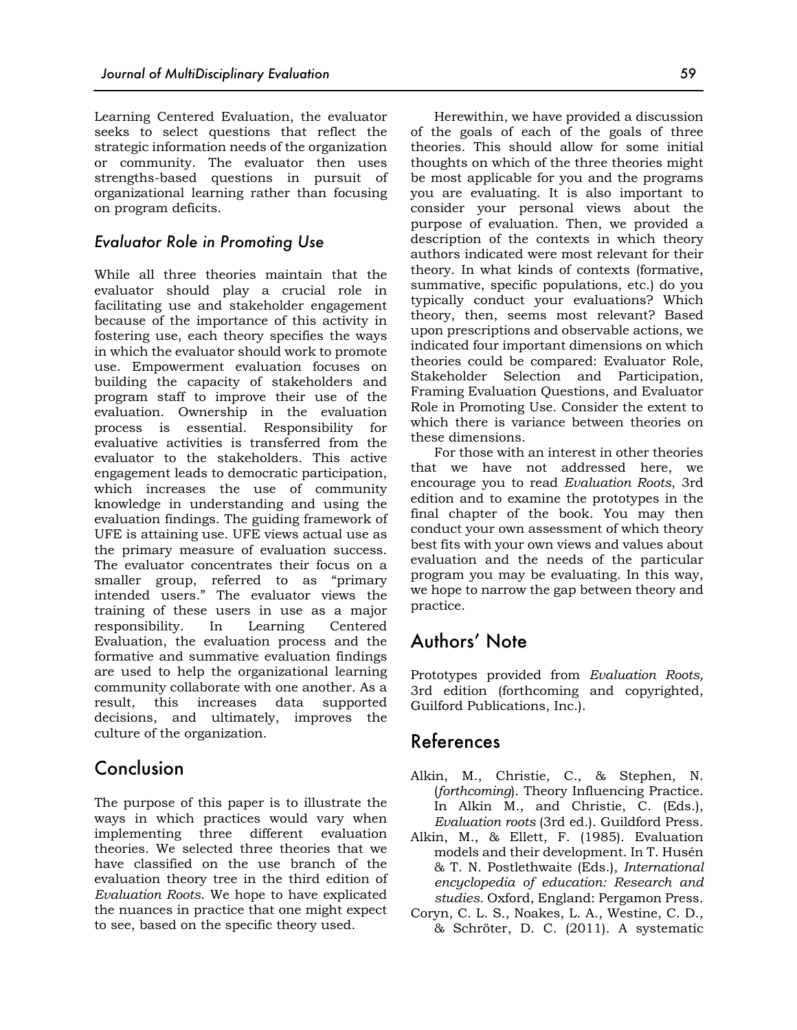Learning Centered Evaluation, the evaluator seeks to select questions that reflect the strategic information needs of the organization or community. The evaluator then uses strengths-based questions in pursuit of organizational learning rather than focusing on program deficits.

### *Evaluator Role in Promoting Use*

While all three theories maintain that the evaluator should play a crucial role in facilitating use and stakeholder engagement because of the importance of this activity in fostering use, each theory specifies the ways in which the evaluator should work to promote use. Empowerment evaluation focuses on building the capacity of stakeholders and program staff to improve their use of the evaluation. Ownership in the evaluation process is essential. Responsibility for evaluative activities is transferred from the evaluator to the stakeholders. This active engagement leads to democratic participation, which increases the use of community knowledge in understanding and using the evaluation findings. The guiding framework of UFE is attaining use. UFE views actual use as the primary measure of evaluation success. The evaluator concentrates their focus on a smaller group, referred to as "primary intended users." The evaluator views the training of these users in use as a major responsibility. In Learning Centered Evaluation, the evaluation process and the formative and summative evaluation findings are used to help the organizational learning community collaborate with one another. As a result, this increases data supported decisions, and ultimately, improves the culture of the organization.

## Conclusion

The purpose of this paper is to illustrate the ways in which practices would vary when implementing three different evaluation theories. We selected three theories that we have classified on the use branch of the evaluation theory tree in the third edition of *Evaluation Roots*. We hope to have explicated the nuances in practice that one might expect to see, based on the specific theory used.

Herewithin, we have provided a discussion of the goals of each of the goals of three theories. This should allow for some initial thoughts on which of the three theories might be most applicable for you and the programs you are evaluating. It is also important to consider your personal views about the purpose of evaluation. Then, we provided a description of the contexts in which theory authors indicated were most relevant for their theory. In what kinds of contexts (formative, summative, specific populations, etc.) do you typically conduct your evaluations? Which theory, then, seems most relevant? Based upon prescriptions and observable actions, we indicated four important dimensions on which theories could be compared: Evaluator Role, Stakeholder Selection and Participation, Framing Evaluation Questions, and Evaluator Role in Promoting Use. Consider the extent to which there is variance between theories on these dimensions.

For those with an interest in other theories that we have not addressed here, we encourage you to read *Evaluation Roots*, 3rd edition and to examine the prototypes in the final chapter of the book. You may then conduct your own assessment of which theory best fits with your own views and values about evaluation and the needs of the particular program you may be evaluating. In this way, we hope to narrow the gap between theory and practice.

## Authors' Note

Prototypes provided from *Evaluation Roots,* 3rd edition (forthcoming and copyrighted, Guilford Publications, Inc.).

## References

Alkin, M., Christie, C., & Stephen, N. (*forthcoming*). Theory Influencing Practice. In Alkin M., and Christie, C. (Eds.), *Evaluation roots* (3rd ed.). Guildford Press.

Alkin, M., & Ellett, F. (1985). Evaluation models and their development. In T. Husén & T. N. Postlethwaite (Eds.), *International encyclopedia of education: Research and studies*. Oxford, England: Pergamon Press.

Coryn, C. L. S., Noakes, L. A., Westine, C. D., & Schröter, D. C. (2011). A systematic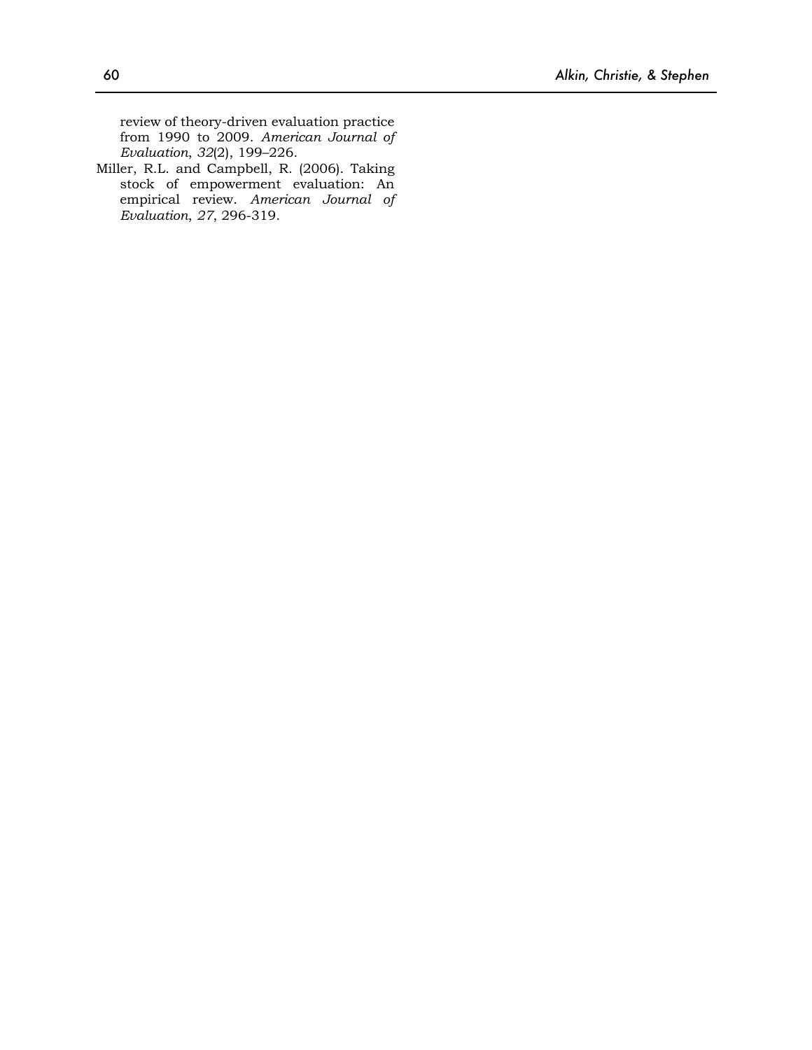review of theory-driven evaluation practice from 1990 to 2009. *American Journal of Evaluation*, *32*(2), 199–226.

Miller, R.L. and Campbell, R. (2006). Taking stock of empowerment evaluation: An empirical review. *American Journal of Evaluation*, *27*, 296-319.